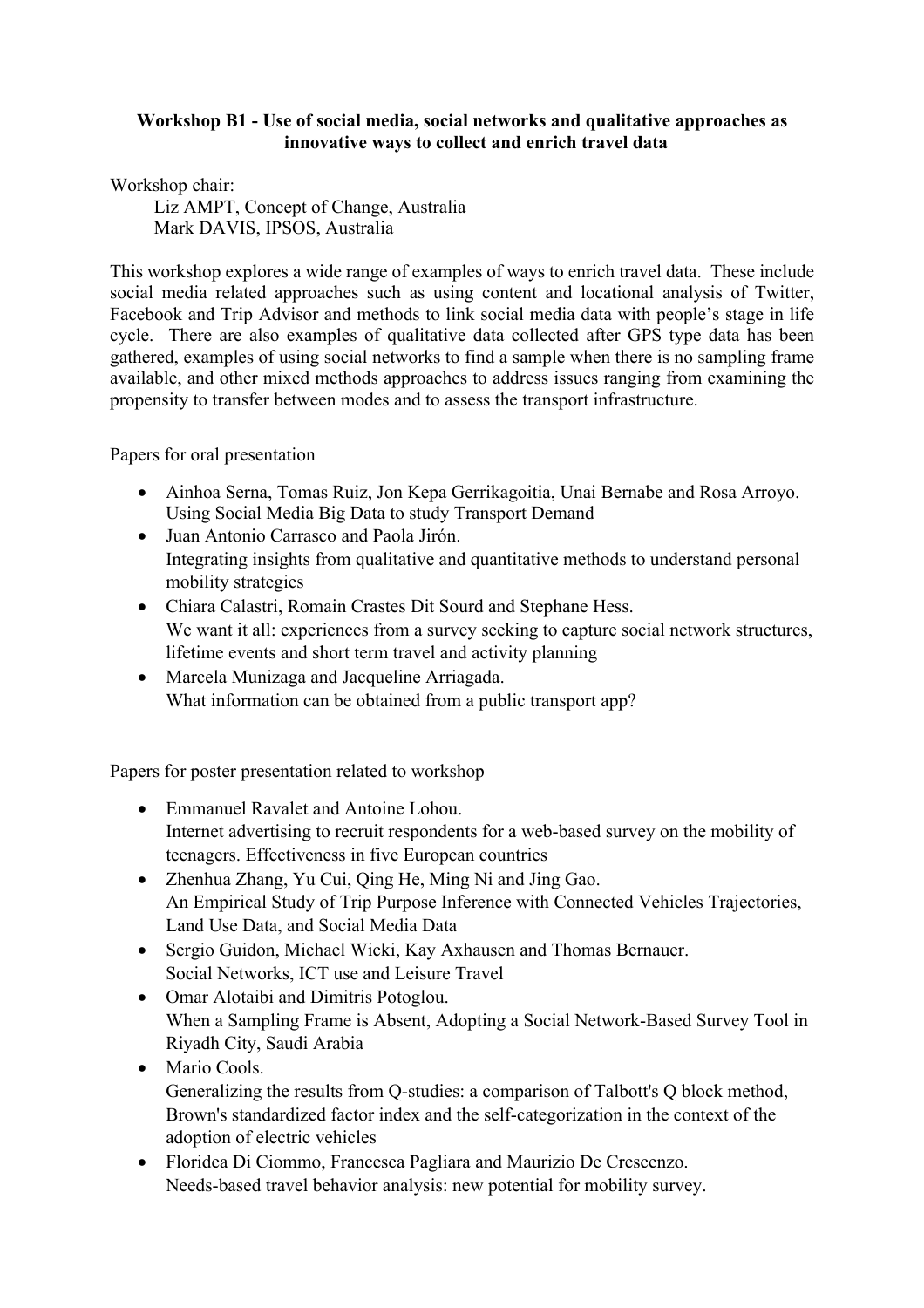**Workshop B1 - Use of social media, social networks and qualitative approaches as innovative ways to collect and enrich travel data**

Workshop chair:

Liz AMPT, Concept of Change, Australia
Mark DAVIS, IPSOS, Australia

This workshop explores a wide range of examples of ways to enrich travel data. These include social media related approaches such as using content and locational analysis of Twitter, Facebook and Trip Advisor and methods to link social media data with people's stage in life cycle. There are also examples of qualitative data collected after GPS type data has been gathered, examples of using social networks to find a sample when there is no sampling frame available, and other mixed methods approaches to address issues ranging from examining the propensity to transfer between modes and to assess the transport infrastructure.

Papers for oral presentation

- Ainhoa Serna, Tomas Ruiz, Jon Kepa Gerrikagoitia, Unai Bernabe and Rosa Arroyo. Using Social Media Big Data to study Transport Demand
- Juan Antonio Carrasco and Paola Jirón. Integrating insights from qualitative and quantitative methods to understand personal mobility strategies
- Chiara Calastri, Romain Crastes Dit Sourd and Stephane Hess. We want it all: experiences from a survey seeking to capture social network structures, lifetime events and short term travel and activity planning
- Marcela Munizaga and Jacqueline Arriagada. What information can be obtained from a public transport app?

Papers for poster presentation related to workshop

- Emmanuel Ravalet and Antoine Lohou. Internet advertising to recruit respondents for a web-based survey on the mobility of teenagers. Effectiveness in five European countries
- Zhenhua Zhang, Yu Cui, Qing He, Ming Ni and Jing Gao. An Empirical Study of Trip Purpose Inference with Connected Vehicles Trajectories, Land Use Data, and Social Media Data
- Sergio Guidon, Michael Wicki, Kay Axhausen and Thomas Bernauer. Social Networks, ICT use and Leisure Travel
- Omar Alotaibi and Dimitris Potoglou. When a Sampling Frame is Absent, Adopting a Social Network-Based Survey Tool in Riyadh City, Saudi Arabia
- Mario Cools. Generalizing the results from Q-studies: a comparison of Talbott's Q block method, Brown's standardized factor index and the self-categorization in the context of the adoption of electric vehicles
- Floridea Di Ciommo, Francesca Pagliara and Maurizio De Crescenzo. Needs-based travel behavior analysis: new potential for mobility survey.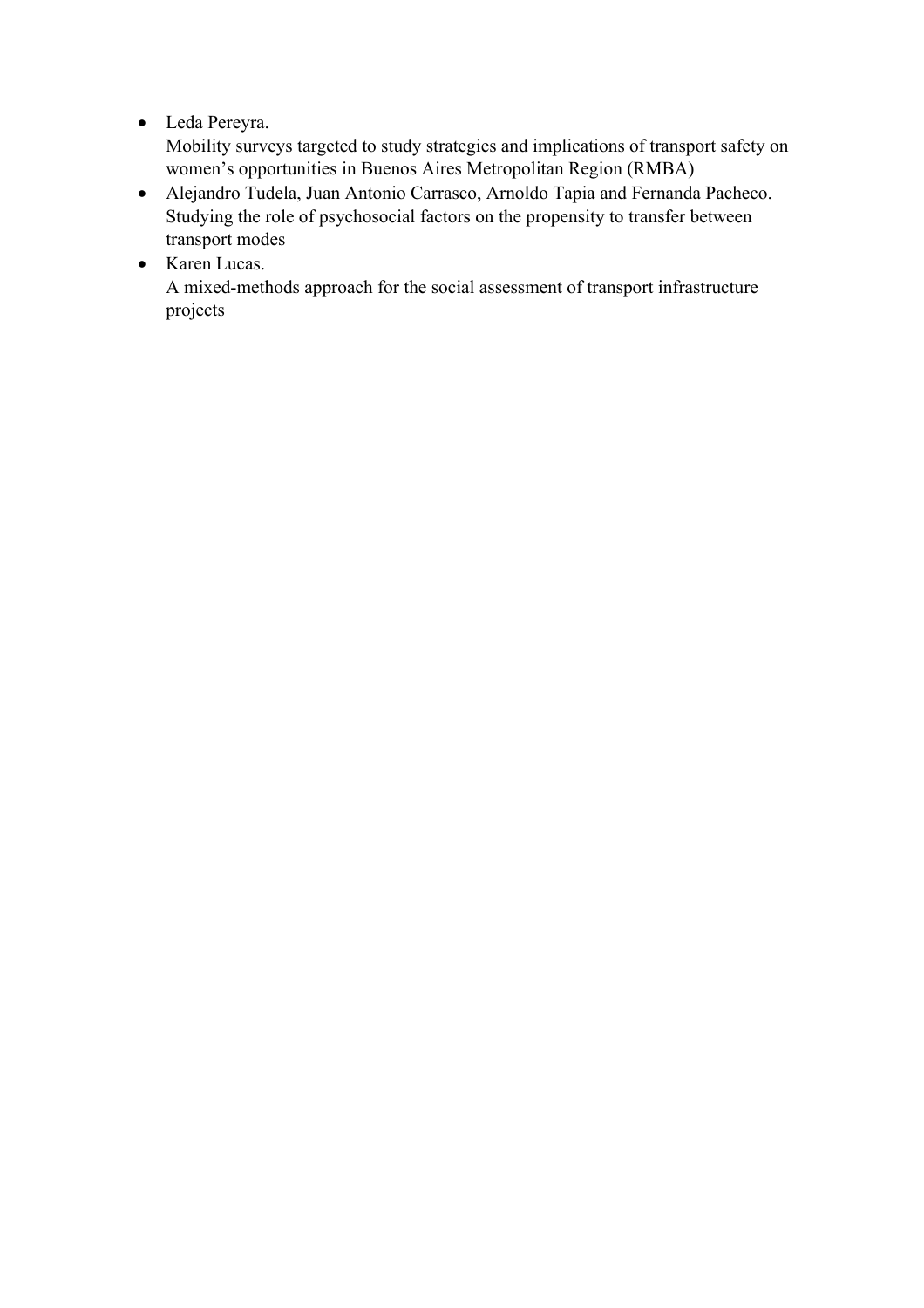- Leda Pereyra.
  Mobility surveys targeted to study strategies and implications of transport safety on women's opportunities in Buenos Aires Metropolitan Region (RMBA)
- Alejandro Tudela, Juan Antonio Carrasco, Arnoldo Tapia and Fernanda Pacheco.
  Studying the role of psychosocial factors on the propensity to transfer between transport modes
- Karen Lucas.
  A mixed-methods approach for the social assessment of transport infrastructure projects